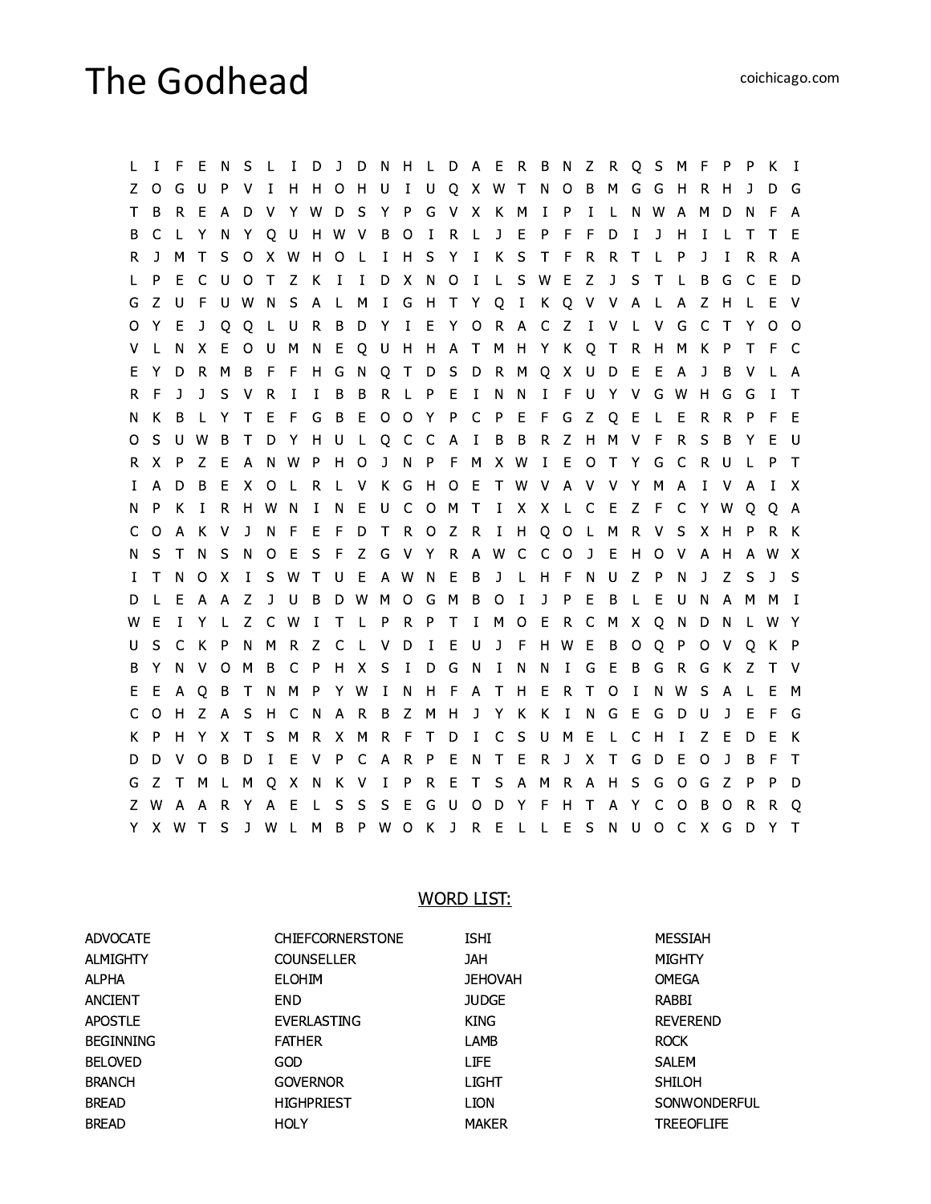# The Godhead

coichicago.com

```
L I F E N S L I D J D N H L D A E R B N Z R Q S M F P P K I
Z O G U P V I H H O H U I U Q X W T N O B M G G H R H J D G
T B R E A D V Y W D S Y P G V X K M I P I L N W A M D N F A
B C L Y N Y Q U H W V B O I R L J E P F F D I J H I L T T E
R J M T S O X W H O L I H S Y I K S T F R R T L P J I R R A
L P E C U O T Z K I I D X N O I L S W E Z J S T L B G C E D
G Z U F U W N S A L M I G H T Y Q I K Q V V A L A Z H L E V
O Y E J Q Q L U R B D Y I E Y O R A C Z I V L V G C T Y O O
V L N X E O U M N E Q U H H A T M H Y K Q T R H M K P T F C
E Y D R M B F F H G N Q T D S D R M Q X U D E E A J B V L A
R F J J S V R I I B B R L P E I N N I F U Y V G W H G G I T
N K B L Y T E F G B E O O Y P C P E F G Z Q E L E R R P F E
O S U W B T D Y H U L Q C C A I B B R Z H M V F R S B Y E U
R X P Z E A N W P H O J N P F M X W I E O T Y G C R U L P T
I A D B E X O L R L V K G H O E T W V A V V Y M A I V A I X
N P K I R H W N I N E U C O M T I X X L C E Z F C Y W Q Q A
C O A K V J N F E F D T R O Z R I H Q O L M R V S X H P R K
N S T N S N O E S F Z G V Y R A W C C O J E H O V A H A W X
I T N O X I S W T U E A W N E B J L H F N U Z P N J Z S J S
D L E A A Z J U B D W M O G M B O I J P E B L E U N A M M I
W E I Y L Z C W I T L P R P T I M O E R C M X Q N D N L W Y
U S C K P N M R Z C L V D I E U J F H W E B O Q P O V Q K P
B Y N V O M B C P H X S I D G N I N N I G E B G R G K Z T V
E E A Q B T N M P Y W I N H F A T H E R T O I N W S A L E M
C O H Z A S H C N A R B Z M H J Y K K I N G E G D U J E F G
K P H Y X T S M R X M R F T D I C S U M E L C H I Z E D E K
D D V O B D I E V P C A R P E N T E R J X T G D E O J B F T
G Z T M L M Q X N K V I P R E T S A M R A H S G O G Z P P D
Z W A A R Y A E L S S S E G U O D Y F H T A Y C O B O R R Q
Y X W T S J W L M B P W O K J R E L L E S N U O C X G D Y T
```

## WORD LIST:

| | | | |
|---|---|---|---|
| ADVOCATE | CHIEFCORNERSTONE | ISHI | MESSIAH |
| ALMIGHTY | COUNSELLER | JAH | MIGHTY |
| ALPHA | ELOHIM | JEHOVAH | OMEGA |
| ANCIENT | END | JUDGE | RABBI |
| APOSTLE | EVERLASTING | KING | REVEREND |
| BEGINNING | FATHER | LAMB | ROCK |
| BELOVED | GOD | LIFE | SALEM |
| BRANCH | GOVERNOR | LIGHT | SHILOH |
| BREAD | HIGHPRIEST | LION | SONWONDERFUL |
| BREAD | HOLY | MAKER | TREEOFLIFE |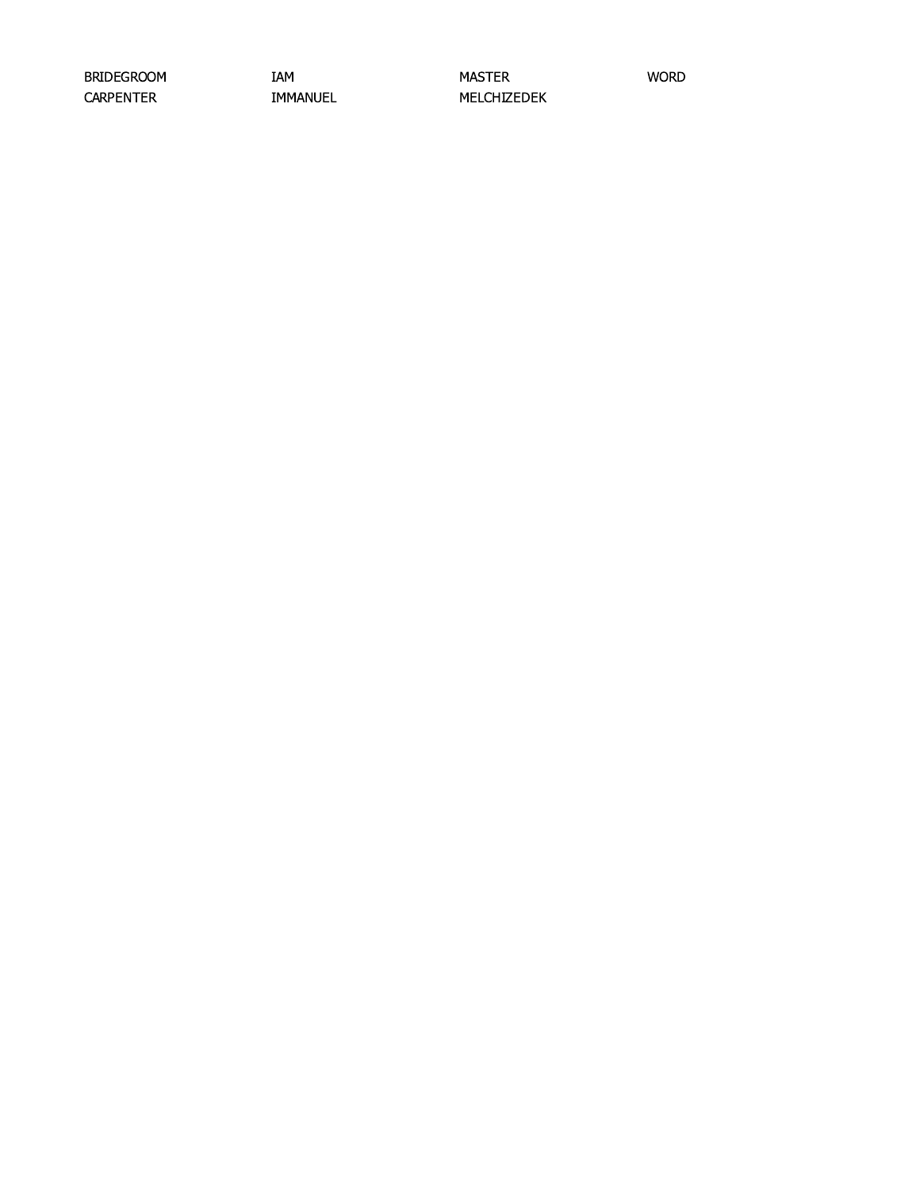| | | | |
|---|---|---|---|
| BRIDEGROOM | IAM | MASTER | WORD |
| CARPENTER | IMMANUEL | MELCHIZEDEK | |